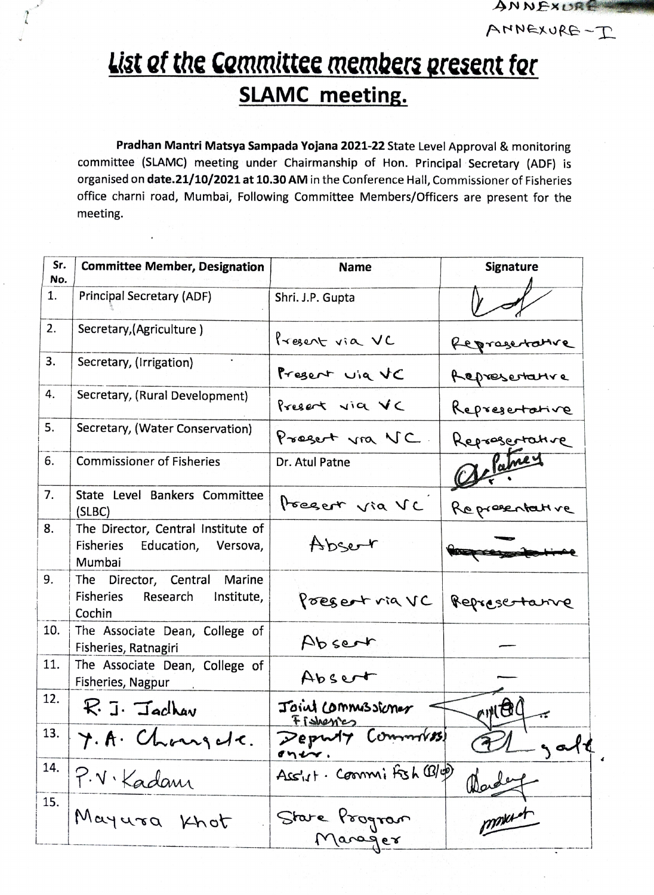ANNEXURE

ANNEXURE-I

# List of the Committee members present for SLAMC meeting.

**Pradhan Mantri Matsya Sampada Yojana 2021-22** State Level Approval & monitoring committee (SLAMC) meeting under Chairmanship of Hon. Principal Secretary (ADF) is organised on **date.21/10/2021 at 10.30 AM** in the Conference Hall, Commissioner of Fisheries office charni road, Mumbai, Following Committee Members/Officers are present for the meeting.

| Sr. No. | Committee Member, Designation | Name | Signature |
|---|---|---|---|
| 1. | Principal Secretary (ADF) | Shri. J.P. Gupta | (signature) |
| 2. | Secretary,(Agriculture ) | Present via VC | Representative |
| 3. | Secretary, (Irrigation) | Present via VC | Representative |
| 4. | Secretary, (Rural Development) | Present via VC | Representative |
| 5. | Secretary, (Water Conservation) | Present via VC | Representative |
| 6. | Commissioner of Fisheries | Dr. Atul Patne | (signature) |
| 7. | State Level Bankers Committee (SLBC) | Present via VC | Representative |
| 8. | The Director, Central Institute of Fisheries Education, Versova, Mumbai | Absent | ~~Representative~~ — |
| 9. | The Director, Central Marine Fisheries Research Institute, Cochin | Present via VC | Representative |
| 10. | The Associate Dean, College of Fisheries, Ratnagiri | Absent | — |
| 11. | The Associate Dean, College of Fisheries, Nagpur | Absent | — |
| 12. | R. J. Jadhav | Joint Commissioner Fisheries | (signature) |
| 13. | Y. A. Changde. | Deputy Commissioner. | (signature) |
| 14. | P. V. Kadam | Assist. Commi Fish (B/W) | (signature) |
| 15. | Mayura Khot | State Program Manager | (signature) |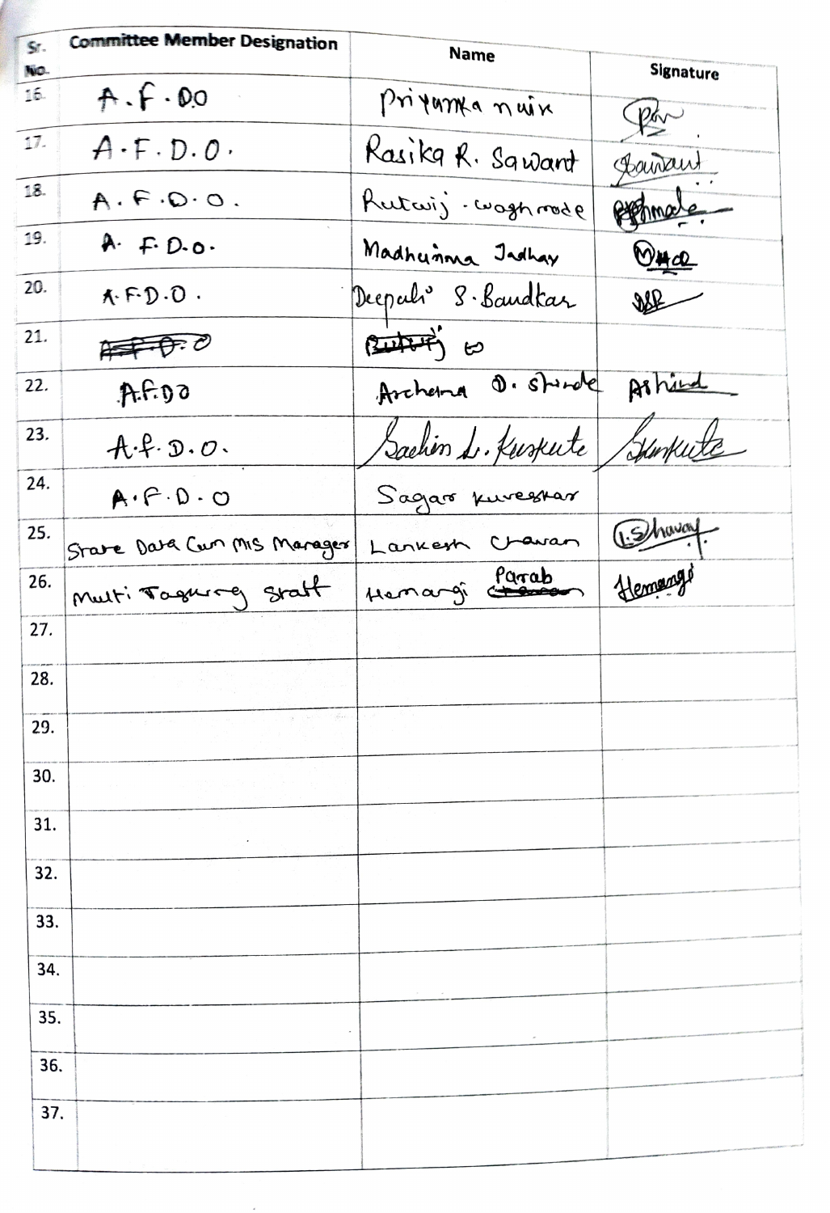| Sr. No. | Committee Member Designation | Name | Signature |
|---|---|---|---|
| 16. | A.F.D.O | Priyanka naik | (signed) |
| 17. | A.F.D.O. | Rasika R. Sawant | (signed) |
| 18. | A.F.D.O. | Rutwij . waghmode | (signed) |
| 19. | A. F.D.O. | Madhurima Jadhav | (signed) |
| 20. | A.F.D.O. | Deepali S. Bandkar | (signed) |
| 21. | ~~A.F.D.O~~ | ~~Rutwij~~ | |
| 22. | A.F.D.O | Archana D. Shinde | (signed) |
| 23. | A.F.D.O. | Sachin L. Kuskute | (signed) |
| 24. | A.F.D.O | Sagar Kuveskar | |
| 25. | State Data Cum MIS Manager | Lankesh Chavan | (signed) |
| 26. | Multi Tasking Staff | Hemangi Parab | (signed) |
| 27. | | | |
| 28. | | | |
| 29. | | | |
| 30. | | | |
| 31. | | | |
| 32. | | | |
| 33. | | | |
| 34. | | | |
| 35. | | | |
| 36. | | | |
| 37. | | | |